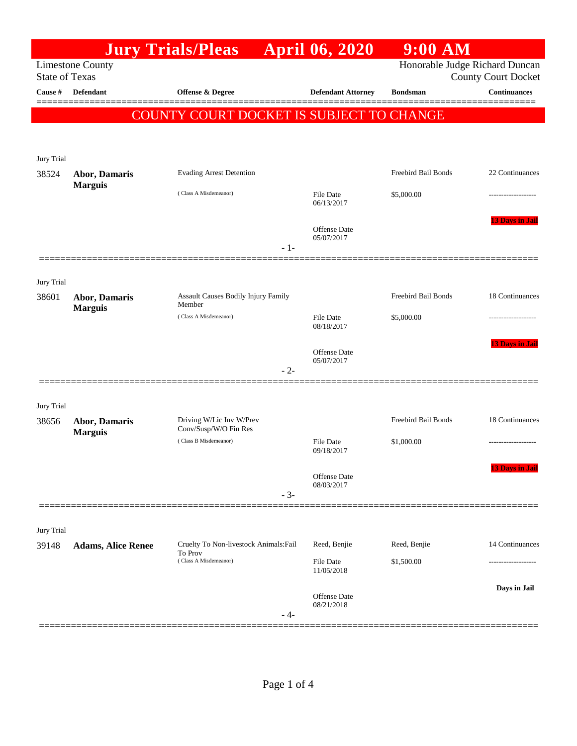# Jury Trials/Pleas April 06, 2020 9:00 AM

Limestone County
State of Texas

Honorable Judge Richard Duncan
County Court Docket

**COUNTY COURT DOCKET IS SUBJECT TO CHANGE**

| Cause # | Defendant | Offense & Degree | Defendant Attorney | Bondsman | Continuances |
|---|---|---|---|---|---|
| Jury Trial | | | | | |
| 38524 | **Abor, Damaris Marguis** | Evading Arrest Detention (Class A Misdemeanor) | File Date 06/13/2017; Offense Date 05/07/2017 | Freebird Bail Bonds $5,000.00 | 22 Continuances; 13 Days in Jail |
| Jury Trial | | | | | |
| 38601 | **Abor, Damaris Marguis** | Assault Causes Bodily Injury Family Member (Class A Misdemeanor) | File Date 08/18/2017; Offense Date 05/07/2017 | Freebird Bail Bonds $5,000.00 | 18 Continuances; 13 Days in Jail |
| Jury Trial | | | | | |
| 38656 | **Abor, Damaris Marguis** | Driving W/Lic Inv W/Prev Conv/Susp/W/O Fin Res (Class B Misdemeanor) | File Date 09/18/2017; Offense Date 08/03/2017 | Freebird Bail Bonds $1,000.00 | 18 Continuances; 13 Days in Jail |
| Jury Trial | | | | | |
| 39148 | **Adams, Alice Renee** | Cruelty To Non-livestock Animals:Fail To Prov (Class A Misdemeanor) | Reed, Benjie; File Date 11/05/2018; Offense Date 08/21/2018 | Reed, Benjie $1,500.00 | 14 Continuances; Days in Jail |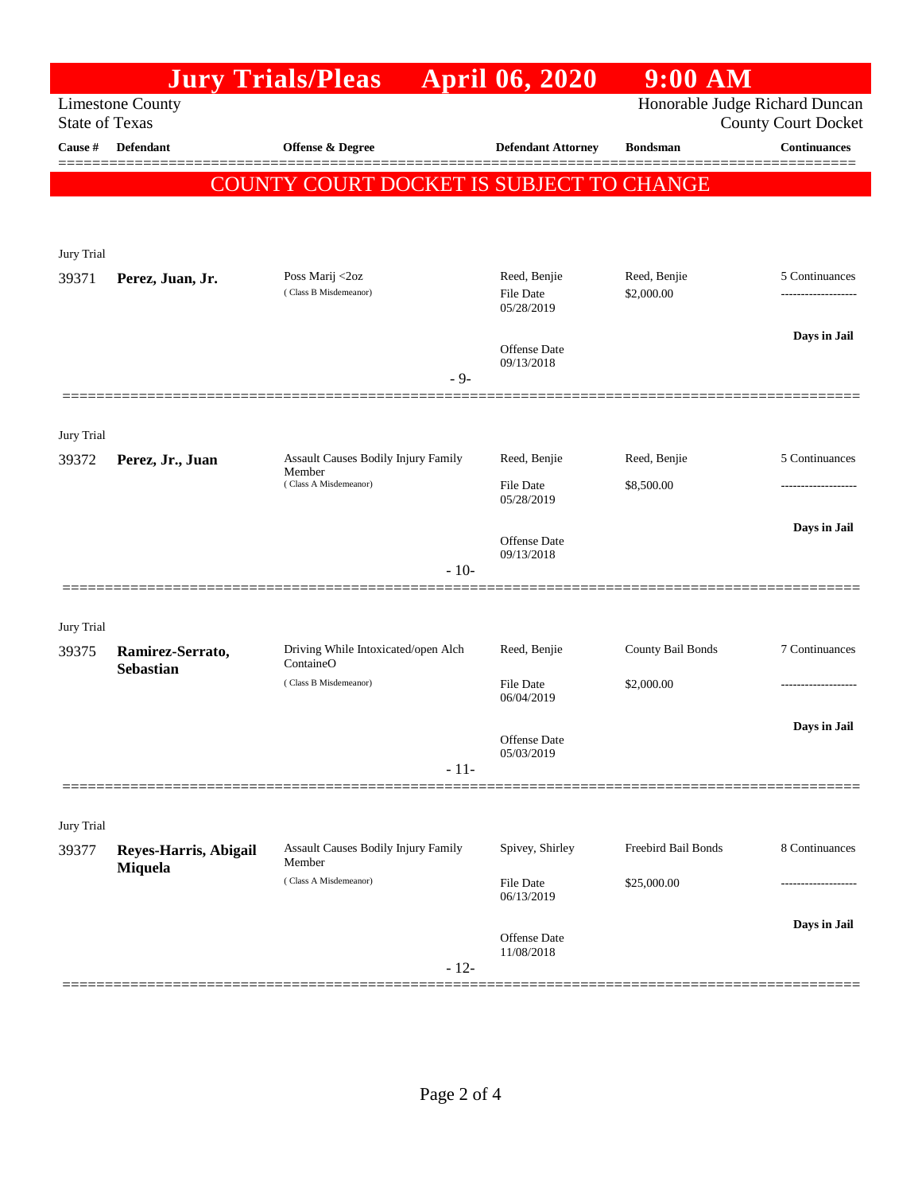# Jury Trials/Pleas April 06, 2020 9:00 AM

Limestone County
State of Texas

Honorable Judge Richard Duncan
County Court Docket

**COUNTY COURT DOCKET IS SUBJECT TO CHANGE**

| Cause # | Defendant | Offense & Degree | Defendant Attorney | Bondsman | Continuances |
|---|---|---|---|---|---|
| Jury Trial | | | | | |
| 39371 | **Perez, Juan, Jr.** | Poss Marij <2oz (Class B Misdemeanor) | Reed, Benjie<br>File Date 05/28/2019<br>Offense Date 09/13/2018 | Reed, Benjie<br>$2,000.00 | 5 Continuances<br>-------------------<br>**Days in Jail** |
| | | - 9- | | | |
| Jury Trial | | | | | |
| 39372 | **Perez, Jr., Juan** | Assault Causes Bodily Injury Family Member (Class A Misdemeanor) | Reed, Benjie<br>File Date 05/28/2019<br>Offense Date 09/13/2018 | Reed, Benjie<br>$8,500.00 | 5 Continuances<br>-------------------<br>**Days in Jail** |
| | | - 10- | | | |
| Jury Trial | | | | | |
| 39375 | **Ramirez-Serrato, Sebastian** | Driving While Intoxicated/open Alch ContaineO (Class B Misdemeanor) | Reed, Benjie<br>File Date 06/04/2019<br>Offense Date 05/03/2019 | County Bail Bonds<br>$2,000.00 | 7 Continuances<br>-------------------<br>**Days in Jail** |
| | | - 11- | | | |
| Jury Trial | | | | | |
| 39377 | **Reyes-Harris, Abigail Miquela** | Assault Causes Bodily Injury Family Member (Class A Misdemeanor) | Spivey, Shirley<br>File Date 06/13/2019<br>Offense Date 11/08/2018 | Freebird Bail Bonds<br>$25,000.00 | 8 Continuances<br>-------------------<br>**Days in Jail** |
| | | - 12- | | | |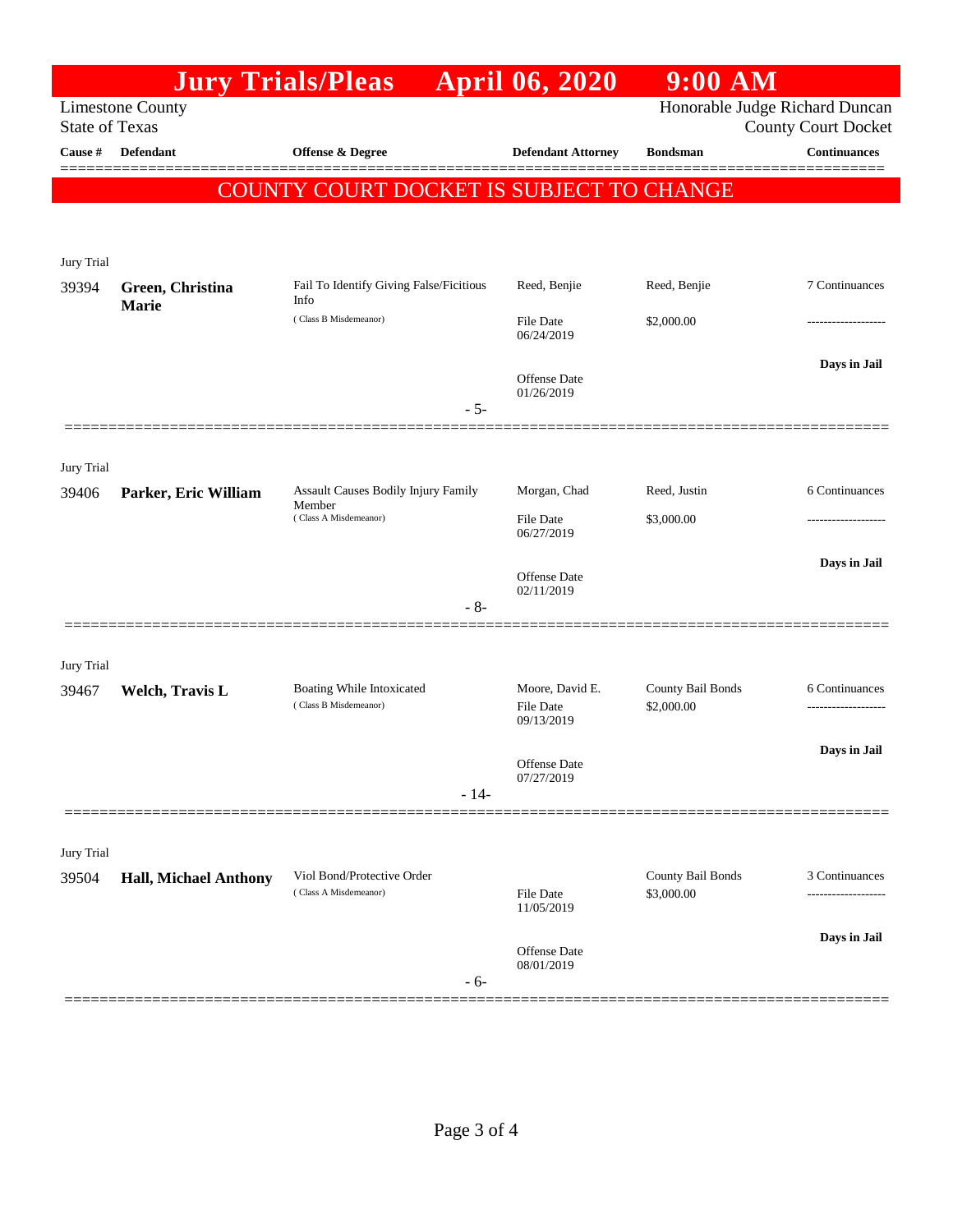# Jury Trials/Pleas April 06, 2020 9:00 AM

Limestone County
State of Texas

Honorable Judge Richard Duncan
County Court Docket

**COUNTY COURT DOCKET IS SUBJECT TO CHANGE**

| Cause # | Defendant | Offense & Degree | Defendant Attorney | Bondsman | Continuances |
|---|---|---|---|---|---|
| Jury Trial | | | | | |
| 39394 | **Green, Christina Marie** | Fail To Identify Giving False/Ficitious Info (Class B Misdemeanor) | Reed, Benjie | Reed, Benjie | 7 Continuances |
| | | | File Date 06/24/2019 | $2,000.00 | ------------------- |
| | | | Offense Date 01/26/2019 | | **Days in Jail** |
| | | - 5- | | | |
| Jury Trial | | | | | |
| 39406 | **Parker, Eric William** | Assault Causes Bodily Injury Family Member (Class A Misdemeanor) | Morgan, Chad | Reed, Justin | 6 Continuances |
| | | | File Date 06/27/2019 | $3,000.00 | ------------------- |
| | | | Offense Date 02/11/2019 | | **Days in Jail** |
| | | - 8- | | | |
| Jury Trial | | | | | |
| 39467 | **Welch, Travis L** | Boating While Intoxicated (Class B Misdemeanor) | Moore, David E. | County Bail Bonds | 6 Continuances |
| | | | File Date 09/13/2019 | $2,000.00 | ------------------- |
| | | | Offense Date 07/27/2019 | | **Days in Jail** |
| | | - 14- | | | |
| Jury Trial | | | | | |
| 39504 | **Hall, Michael Anthony** | Viol Bond/Protective Order (Class A Misdemeanor) | | County Bail Bonds | 3 Continuances |
| | | | File Date 11/05/2019 | $3,000.00 | ------------------- |
| | | | Offense Date 08/01/2019 | | **Days in Jail** |
| | | - 6- | | | |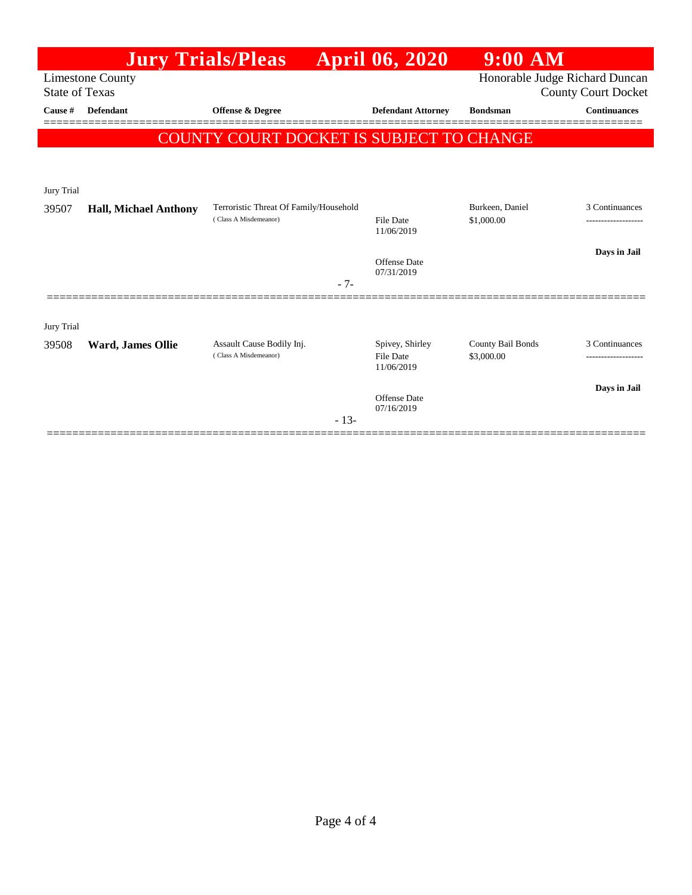# Jury Trials/Pleas April 06, 2020 9:00 AM

Limestone County
State of Texas

Honorable Judge Richard Duncan
County Court Docket

| Cause # | Defendant | Offense & Degree | Defendant Attorney | Bondsman | Continuances |
|---|---|---|---|---|---|

COUNTY COURT DOCKET IS SUBJECT TO CHANGE

Jury Trial

| Cause # | Defendant | Offense & Degree | Defendant Attorney | Bondsman | Continuances |
|---|---|---|---|---|---|
| 39507 | **Hall, Michael Anthony** | Terroristic Threat Of Family/Household (Class A Misdemeanor) | File Date 11/06/2019<br>Offense Date 07/31/2019 | Burkeen, Daniel<br>$1,000.00 | 3 Continuances<br>-------------------<br>**Days in Jail** |

- 7-

Jury Trial

| Cause # | Defendant | Offense & Degree | Defendant Attorney | Bondsman | Continuances |
|---|---|---|---|---|---|
| 39508 | **Ward, James Ollie** | Assault Cause Bodily Inj. (Class A Misdemeanor) | Spivey, Shirley<br>File Date 11/06/2019<br>Offense Date 07/16/2019 | County Bail Bonds<br>$3,000.00 | 3 Continuances<br>-------------------<br>**Days in Jail** |

- 13-